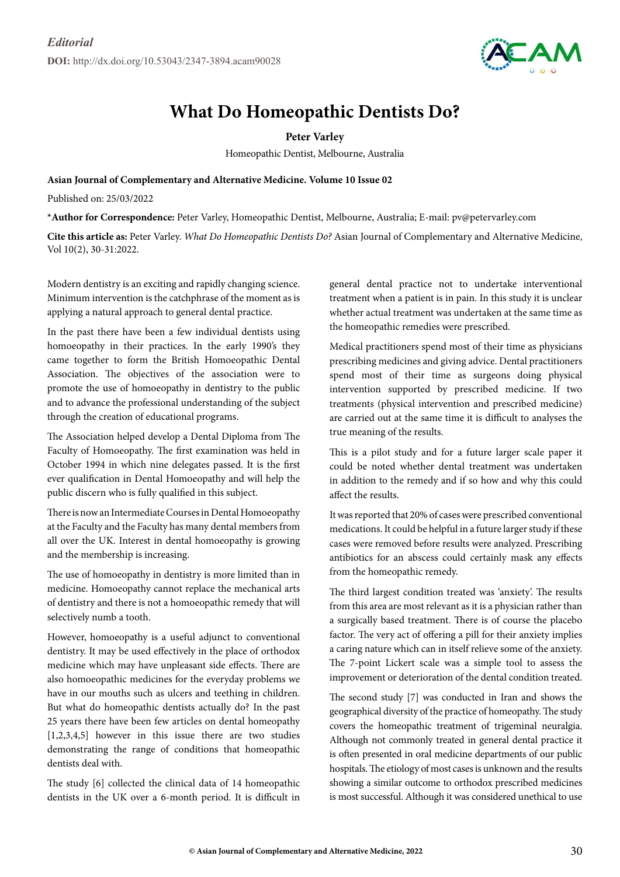*Editorial*

**DOI:** http://dx.doi.org/10.53043/2347-3894.acam90028

# What Do Homeopathic Dentists Do?

**Peter Varley**

Homeopathic Dentist, Melbourne, Australia

**Asian Journal of Complementary and Alternative Medicine. Volume 10 Issue 02**

Published on: 25/03/2022

***Author for Correspondence:** Peter Varley, Homeopathic Dentist, Melbourne, Australia; E-mail: pv@petervarley.com

**Cite this article as:** Peter Varley. *What Do Homeopathic Dentists Do?* Asian Journal of Complementary and Alternative Medicine, Vol 10(2), 30-31:2022.

Modern dentistry is an exciting and rapidly changing science. Minimum intervention is the catchphrase of the moment as is applying a natural approach to general dental practice.

In the past there have been a few individual dentists using homoeopathy in their practices. In the early 1990's they came together to form the British Homoeopathic Dental Association. The objectives of the association were to promote the use of homoeopathy in dentistry to the public and to advance the professional understanding of the subject through the creation of educational programs.

The Association helped develop a Dental Diploma from The Faculty of Homoeopathy. The first examination was held in October 1994 in which nine delegates passed. It is the first ever qualification in Dental Homoeopathy and will help the public discern who is fully qualified in this subject.

There is now an Intermediate Courses in Dental Homoeopathy at the Faculty and the Faculty has many dental members from all over the UK. Interest in dental homoeopathy is growing and the membership is increasing.

The use of homoeopathy in dentistry is more limited than in medicine. Homoeopathy cannot replace the mechanical arts of dentistry and there is not a homoeopathic remedy that will selectively numb a tooth.

However, homoeopathy is a useful adjunct to conventional dentistry. It may be used effectively in the place of orthodox medicine which may have unpleasant side effects. There are also homoeopathic medicines for the everyday problems we have in our mouths such as ulcers and teething in children. But what do homeopathic dentists actually do? In the past 25 years there have been few articles on dental homeopathy [1,2,3,4,5] however in this issue there are two studies demonstrating the range of conditions that homeopathic dentists deal with.

The study [6] collected the clinical data of 14 homeopathic dentists in the UK over a 6-month period. It is difficult in general dental practice not to undertake interventional treatment when a patient is in pain. In this study it is unclear whether actual treatment was undertaken at the same time as the homeopathic remedies were prescribed.

Medical practitioners spend most of their time as physicians prescribing medicines and giving advice. Dental practitioners spend most of their time as surgeons doing physical intervention supported by prescribed medicine. If two treatments (physical intervention and prescribed medicine) are carried out at the same time it is difficult to analyses the true meaning of the results.

This is a pilot study and for a future larger scale paper it could be noted whether dental treatment was undertaken in addition to the remedy and if so how and why this could affect the results.

It was reported that 20% of cases were prescribed conventional medications. It could be helpful in a future larger study if these cases were removed before results were analyzed. Prescribing antibiotics for an abscess could certainly mask any effects from the homeopathic remedy.

The third largest condition treated was 'anxiety'. The results from this area are most relevant as it is a physician rather than a surgically based treatment. There is of course the placebo factor. The very act of offering a pill for their anxiety implies a caring nature which can in itself relieve some of the anxiety. The 7-point Lickert scale was a simple tool to assess the improvement or deterioration of the dental condition treated.

The second study [7] was conducted in Iran and shows the geographical diversity of the practice of homeopathy. The study covers the homeopathic treatment of trigeminal neuralgia. Although not commonly treated in general dental practice it is often presented in oral medicine departments of our public hospitals. The etiology of most cases is unknown and the results showing a similar outcome to orthodox prescribed medicines is most successful. Although it was considered unethical to use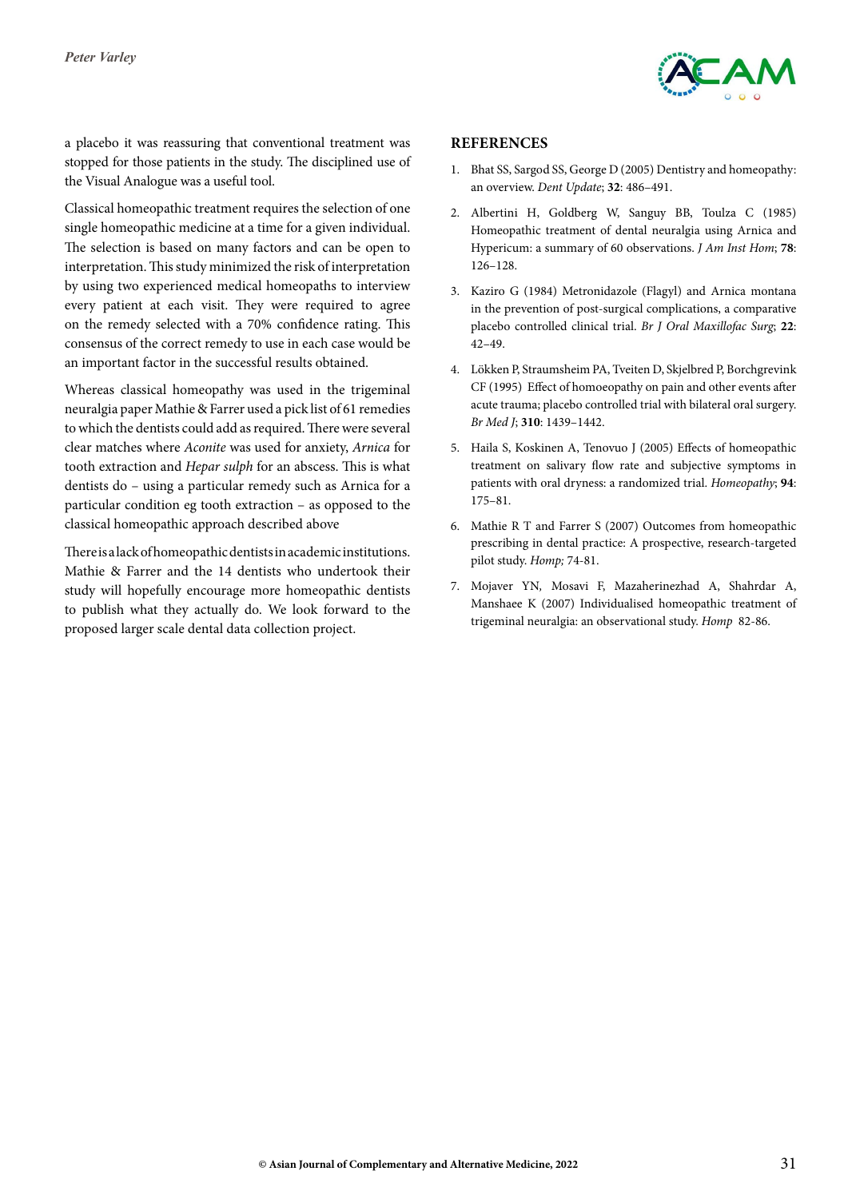a placebo it was reassuring that conventional treatment was stopped for those patients in the study. The disciplined use of the Visual Analogue was a useful tool.

Classical homeopathic treatment requires the selection of one single homeopathic medicine at a time for a given individual. The selection is based on many factors and can be open to interpretation. This study minimized the risk of interpretation by using two experienced medical homeopaths to interview every patient at each visit. They were required to agree on the remedy selected with a 70% confidence rating. This consensus of the correct remedy to use in each case would be an important factor in the successful results obtained.

Whereas classical homeopathy was used in the trigeminal neuralgia paper Mathie & Farrer used a pick list of 61 remedies to which the dentists could add as required. There were several clear matches where *Aconite* was used for anxiety, *Arnica* for tooth extraction and *Hepar sulph* for an abscess. This is what dentists do – using a particular remedy such as Arnica for a particular condition eg tooth extraction – as opposed to the classical homeopathic approach described above

There is a lack of homeopathic dentists in academic institutions. Mathie & Farrer and the 14 dentists who undertook their study will hopefully encourage more homeopathic dentists to publish what they actually do. We look forward to the proposed larger scale dental data collection project.

## REFERENCES

1. Bhat SS, Sargod SS, George D (2005) Dentistry and homeopathy: an overview. *Dent Update*; **32**: 486–491.
2. Albertini H, Goldberg W, Sanguy BB, Toulza C (1985) Homeopathic treatment of dental neuralgia using Arnica and Hypericum: a summary of 60 observations. *J Am Inst Hom*; **78**: 126–128.
3. Kaziro G (1984) Metronidazole (Flagyl) and Arnica montana in the prevention of post-surgical complications, a comparative placebo controlled clinical trial. *Br J Oral Maxillofac Surg*; **22**: 42–49.
4. Lökken P, Straumsheim PA, Tveiten D, Skjelbred P, Borchgrevink CF (1995) Effect of homoeopathy on pain and other events after acute trauma; placebo controlled trial with bilateral oral surgery. *Br Med J*; **310**: 1439–1442.
5. Haila S, Koskinen A, Tenovuo J (2005) Effects of homeopathic treatment on salivary flow rate and subjective symptoms in patients with oral dryness: a randomized trial. *Homeopathy*; **94**: 175–81.
6. Mathie R T and Farrer S (2007) Outcomes from homeopathic prescribing in dental practice: A prospective, research-targeted pilot study. *Homp;* 74-81.
7. Mojaver YN, Mosavi F, Mazaherinezhad A, Shahrdar A, Manshaee K (2007) Individualised homeopathic treatment of trigeminal neuralgia: an observational study. *Homp* 82-86.